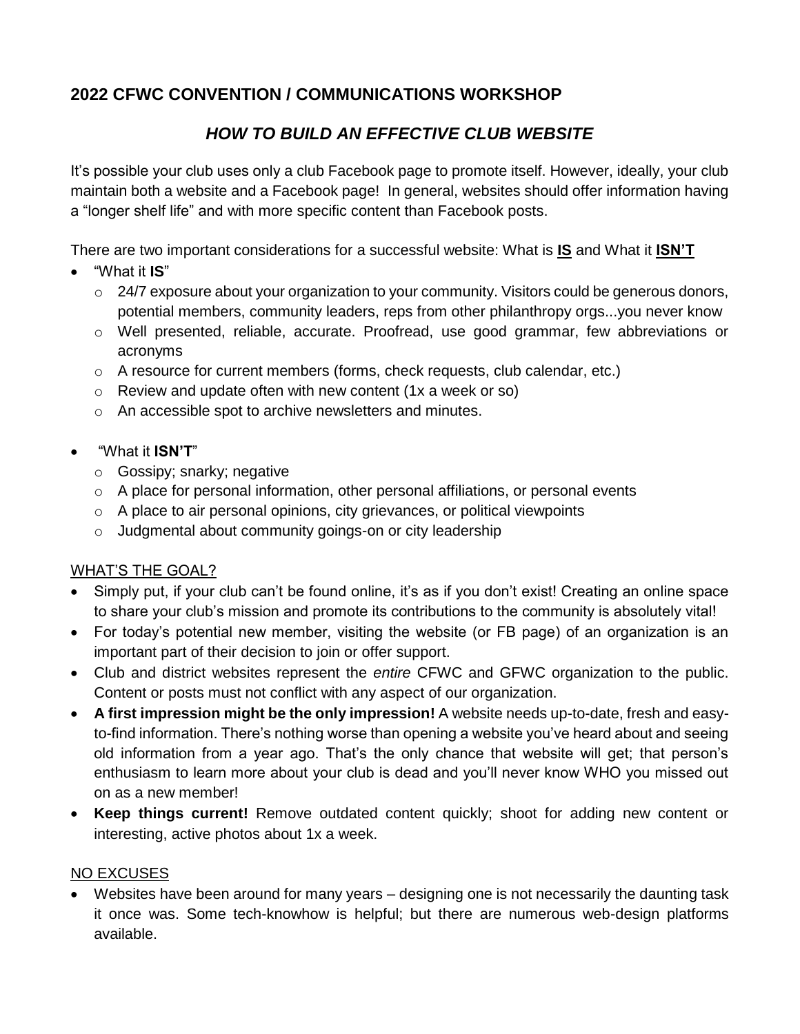## 2022 CFWC CONVENTION / COMMUNICATIONS WORKSHOP

### *HOW TO BUILD AN EFFECTIVE CLUB WEBSITE*

It's possible your club uses only a club Facebook page to promote itself. However, ideally, your club maintain both a website and a Facebook page! In general, websites should offer information having a "longer shelf life" and with more specific content than Facebook posts.

There are two important considerations for a successful website: What is **IS** and What it **ISN'T**

- "What it **IS**"
  - 24/7 exposure about your organization to your community. Visitors could be generous donors, potential members, community leaders, reps from other philanthropy orgs...you never know
  - Well presented, reliable, accurate. Proofread, use good grammar, few abbreviations or acronyms
  - A resource for current members (forms, check requests, club calendar, etc.)
  - Review and update often with new content (1x a week or so)
  - An accessible spot to archive newsletters and minutes.

- "What it **ISN'T**"
  - Gossipy; snarky; negative
  - A place for personal information, other personal affiliations, or personal events
  - A place to air personal opinions, city grievances, or political viewpoints
  - Judgmental about community goings-on or city leadership

WHAT'S THE GOAL?

- Simply put, if your club can't be found online, it's as if you don't exist! Creating an online space to share your club's mission and promote its contributions to the community is absolutely vital!
- For today's potential new member, visiting the website (or FB page) of an organization is an important part of their decision to join or offer support.
- Club and district websites represent the *entire* CFWC and GFWC organization to the public. Content or posts must not conflict with any aspect of our organization.
- **A first impression might be the only impression!** A website needs up-to-date, fresh and easy-to-find information. There's nothing worse than opening a website you've heard about and seeing old information from a year ago. That's the only chance that website will get; that person's enthusiasm to learn more about your club is dead and you'll never know WHO you missed out on as a new member!
- **Keep things current!** Remove outdated content quickly; shoot for adding new content or interesting, active photos about 1x a week.

NO EXCUSES

- Websites have been around for many years – designing one is not necessarily the daunting task it once was. Some tech-knowhow is helpful; but there are numerous web-design platforms available.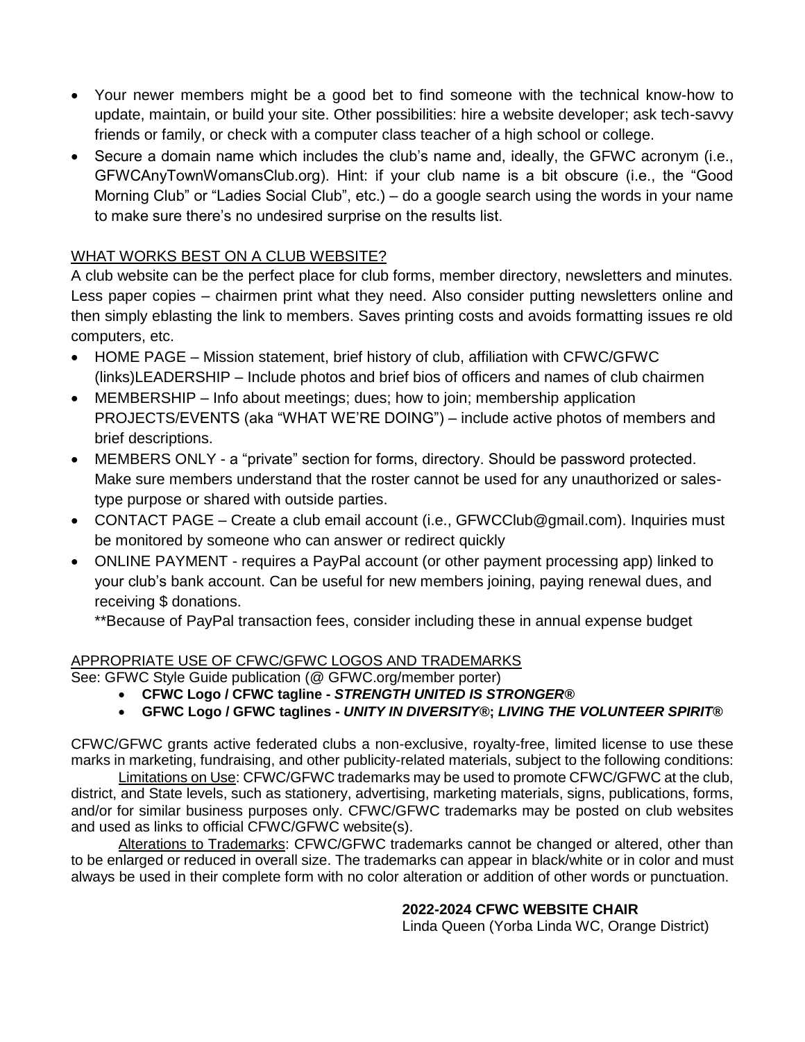- Your newer members might be a good bet to find someone with the technical know-how to update, maintain, or build your site. Other possibilities: hire a website developer; ask tech-savvy friends or family, or check with a computer class teacher of a high school or college.
- Secure a domain name which includes the club's name and, ideally, the GFWC acronym (i.e., GFWCAnyTownWomansClub.org). Hint: if your club name is a bit obscure (i.e., the "Good Morning Club" or "Ladies Social Club", etc.) – do a google search using the words in your name to make sure there's no undesired surprise on the results list.

<u>WHAT WORKS BEST ON A CLUB WEBSITE?</u>

A club website can be the perfect place for club forms, member directory, newsletters and minutes. Less paper copies – chairmen print what they need. Also consider putting newsletters online and then simply eblasting the link to members. Saves printing costs and avoids formatting issues re old computers, etc.

- HOME PAGE – Mission statement, brief history of club, affiliation with CFWC/GFWC (links)LEADERSHIP – Include photos and brief bios of officers and names of club chairmen
- MEMBERSHIP – Info about meetings; dues; how to join; membership application PROJECTS/EVENTS (aka "WHAT WE'RE DOING") – include active photos of members and brief descriptions.
- MEMBERS ONLY - a "private" section for forms, directory. Should be password protected. Make sure members understand that the roster cannot be used for any unauthorized or sales-type purpose or shared with outside parties.
- CONTACT PAGE – Create a club email account (i.e., GFWCClub@gmail.com). Inquiries must be monitored by someone who can answer or redirect quickly
- ONLINE PAYMENT - requires a PayPal account (or other payment processing app) linked to your club's bank account. Can be useful for new members joining, paying renewal dues, and receiving $ donations.

  **Because of PayPal transaction fees, consider including these in annual expense budget

<u>APPROPRIATE USE OF CFWC/GFWC LOGOS AND TRADEMARKS</u>

See: GFWC Style Guide publication (@ GFWC.org/member porter)

- **CFWC Logo / CFWC tagline -** ***STRENGTH UNITED IS STRONGER®***
- **GFWC Logo / GFWC taglines -** ***UNITY IN DIVERSITY®; LIVING THE VOLUNTEER SPIRIT®***

CFWC/GFWC grants active federated clubs a non-exclusive, royalty-free, limited license to use these marks in marketing, fundraising, and other publicity-related materials, subject to the following conditions:

<u>Limitations on Use</u>: CFWC/GFWC trademarks may be used to promote CFWC/GFWC at the club, district, and State levels, such as stationery, advertising, marketing materials, signs, publications, forms, and/or for similar business purposes only. CFWC/GFWC trademarks may be posted on club websites and used as links to official CFWC/GFWC website(s).

<u>Alterations to Trademarks</u>: CFWC/GFWC trademarks cannot be changed or altered, other than to be enlarged or reduced in overall size. The trademarks can appear in black/white or in color and must always be used in their complete form with no color alteration or addition of other words or punctuation.

**2022-2024 CFWC WEBSITE CHAIR**

Linda Queen (Yorba Linda WC, Orange District)